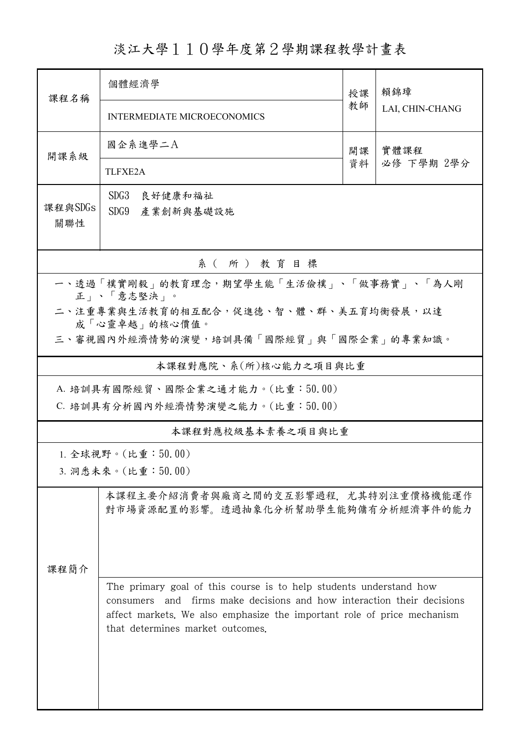# 淡江大學１１０學年度第２學期課程教學計畫表

| 課程名稱 | 個體經濟學<br>INTERMEDIATE MICROECONOMICS | 授課教師 | 賴錦璋<br>LAI, CHIN-CHANG |
|---|---|---|---|
| 開課系級 | 國企系進學二A<br>TLFXE2A | 開課資料 | 實體課程<br>必修 下學期 2學分 |
| 課程與SDGs關聯性 | SDG3 良好健康和福祉<br>SDG9 產業創新與基礎設施 | | |

## 系（所）教育目標

一、透過「樸實剛毅」的教育理念，期望學生能「生活儉樸」、「做事務實」、「為人剛正」、「意志堅決」。

二、注重專業與生活教育的相互配合，促進德、智、體、群、美五育均衡發展，以達成「心靈卓越」的核心價值。

三、審視國內外經濟情勢的演變，培訓具備「國際經貿」與「國際企業」的專業知識。

## 本課程對應院、系(所)核心能力之項目與比重

A. 培訓具有國際經貿、國際企業之通才能力。(比重：50.00)

C. 培訓具有分析國內外經濟情勢演變之能力。(比重：50.00)

## 本課程對應校級基本素養之項目與比重

1. 全球視野。(比重：50.00)

3. 洞悉未來。(比重：50.00)

## 課程簡介

本課程主要介紹消費者與廠商之間的交互影響過程，尤其特別注重價格機能運作對市場資源配置的影響。透過抽象化分析幫助學生能夠備有分析經濟事件的能力

The primary goal of this course is to help students understand how consumers and firms make decisions and how interaction their decisions affect markets. We also emphasize the important role of price mechanism that determines market outcomes.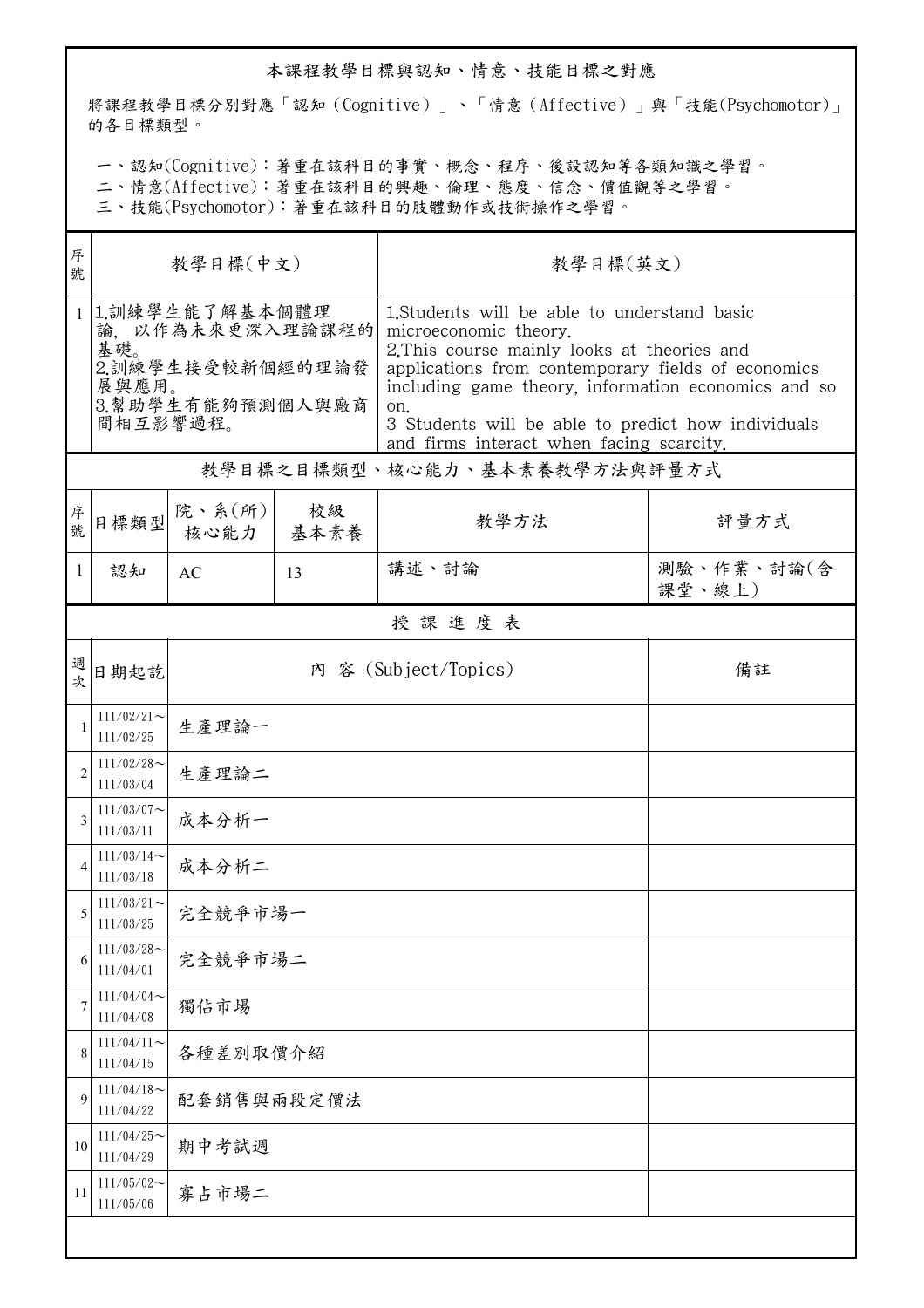## 本課程教學目標與認知、情意、技能目標之對應

將課程教學目標分別對應「認知（Cognitive）」、「情意（Affective）」與「技能(Psychomotor)」的各目標類型。

一、認知(Cognitive)：著重在該科目的事實、概念、程序、後設認知等各類知識之學習。
二、情意(Affective)：著重在該科目的興趣、倫理、態度、信念、價值觀等之學習。
三、技能(Psychomotor)：著重在該科目的肢體動作或技術操作之學習。

| 序號 | 教學目標(中文) | 教學目標(英文) |
|---|---|---|
| 1 | 1.訓練學生能了解基本個體理論，以作為未來更深入理論課程的基礎。<br>2.訓練學生接受較新個經的理論發展與應用。<br>3.幫助學生有能夠預測個人與廠商間相互影響過程。 | 1.Students will be able to understand basic microeconomic theory.<br>2.This course mainly looks at theories and applications from contemporary fields of economics including game theory, information economics and so on.<br>3 Students will be able to predict how individuals and firms interact when facing scarcity. |

## 教學目標之目標類型、核心能力、基本素養教學方法與評量方式

| 序號 | 目標類型 | 院、系(所)核心能力 | 校級基本素養 | 教學方法 | 評量方式 |
|---|---|---|---|---|---|
| 1 | 認知 | AC | 13 | 講述、討論 | 測驗、作業、討論(含課堂、線上) |

## 授課進度表

| 週次 | 日期起訖 | 內 容 (Subject/Topics) | 備註 |
|---|---|---|---|
| 1 | 111/02/21～111/02/25 | 生產理論一 | |
| 2 | 111/02/28～111/03/04 | 生產理論二 | |
| 3 | 111/03/07～111/03/11 | 成本分析一 | |
| 4 | 111/03/14～111/03/18 | 成本分析二 | |
| 5 | 111/03/21～111/03/25 | 完全競爭市場一 | |
| 6 | 111/03/28～111/04/01 | 完全競爭市場二 | |
| 7 | 111/04/04～111/04/08 | 獨佔市場 | |
| 8 | 111/04/11～111/04/15 | 各種差別取價介紹 | |
| 9 | 111/04/18～111/04/22 | 配套銷售與兩段定價法 | |
| 10 | 111/04/25～111/04/29 | 期中考試週 | |
| 11 | 111/05/02～111/05/06 | 寡占市場二 | |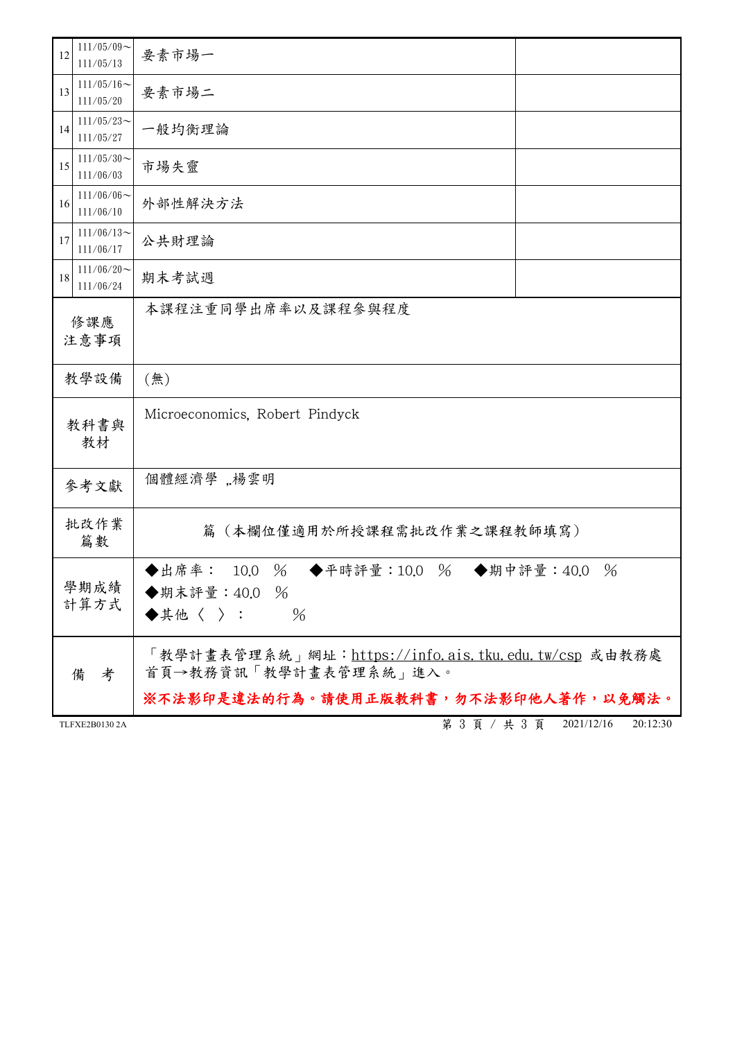| | | | |
|---|---|---|---|
| 12 | 111/05/09～<br>111/05/13 | 要素市場一 | |
| 13 | 111/05/16～<br>111/05/20 | 要素市場二 | |
| 14 | 111/05/23～<br>111/05/27 | 一般均衡理論 | |
| 15 | 111/05/30～<br>111/06/03 | 市場失靈 | |
| 16 | 111/06/06～<br>111/06/10 | 外部性解決方法 | |
| 17 | 111/06/13～<br>111/06/17 | 公共財理論 | |
| 18 | 111/06/20～<br>111/06/24 | 期末考試週 | |

| | |
|---|---|
| 修課應注意事項 | 本課程注重同學出席率以及課程參與程度 |
| 教學設備 | (無) |
| 教科書與教材 | Microeconomics, Robert Pindyck |
| 參考文獻 | 個體經濟學 ,,楊雲明 |
| 批改作業篇數 | 篇（本欄位僅適用於所授課程需批改作業之課程教師填寫） |
| 學期成績計算方式 | ◆出席率： 10.0 ％ ◆平時評量：10.0 ％ ◆期中評量：40.0 ％<br>◆期末評量：40.0 ％<br>◆其他〈 〉： ％ |
| 備　考 | 「教學計畫表管理系統」網址：https://info.ais.tku.edu.tw/csp 或由教務處首頁→教務資訊「教學計畫表管理系統」進入。<br>**※不法影印是違法的行為。請使用正版教科書，勿不法影印他人著作，以免觸法。** |

TLFXE2B0130 2A 2021/12/16 20:12:30